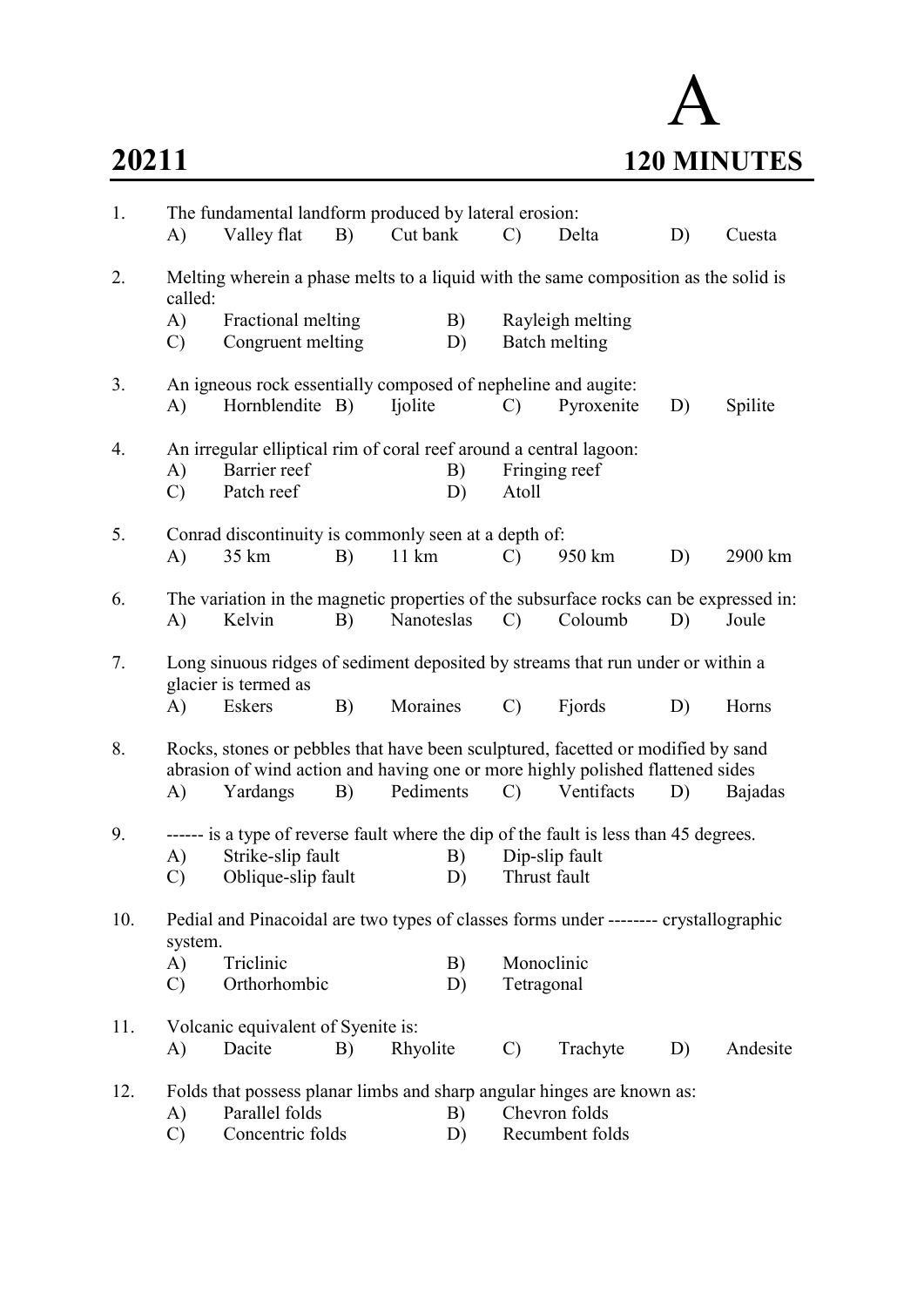# A

## 20211 — 120 MINUTES

1. The fundamental landform produced by lateral erosion:
   A) Valley flat B) Cut bank C) Delta D) Cuesta

2. Melting wherein a phase melts to a liquid with the same composition as the solid is called:
   A) Fractional melting B) Rayleigh melting
   C) Congruent melting D) Batch melting

3. An igneous rock essentially composed of nepheline and augite:
   A) Hornblendite B) Ijolite C) Pyroxenite D) Spilite

4. An irregular elliptical rim of coral reef around a central lagoon:
   A) Barrier reef B) Fringing reef
   C) Patch reef D) Atoll

5. Conrad discontinuity is commonly seen at a depth of:
   A) 35 km B) 11 km C) 950 km D) 2900 km

6. The variation in the magnetic properties of the subsurface rocks can be expressed in:
   A) Kelvin B) Nanoteslas C) Coloumb D) Joule

7. Long sinuous ridges of sediment deposited by streams that run under or within a glacier is termed as
   A) Eskers B) Moraines C) Fjords D) Horns

8. Rocks, stones or pebbles that have been sculptured, facetted or modified by sand abrasion of wind action and having one or more highly polished flattened sides
   A) Yardangs B) Pediments C) Ventifacts D) Bajadas

9. ------ is a type of reverse fault where the dip of the fault is less than 45 degrees.
   A) Strike-slip fault B) Dip-slip fault
   C) Oblique-slip fault D) Thrust fault

10. Pedial and Pinacoidal are two types of classes forms under -------- crystallographic system.
    A) Triclinic B) Monoclinic
    C) Orthorhombic D) Tetragonal

11. Volcanic equivalent of Syenite is:
    A) Dacite B) Rhyolite C) Trachyte D) Andesite

12. Folds that possess planar limbs and sharp angular hinges are known as:
    A) Parallel folds B) Chevron folds
    C) Concentric folds D) Recumbent folds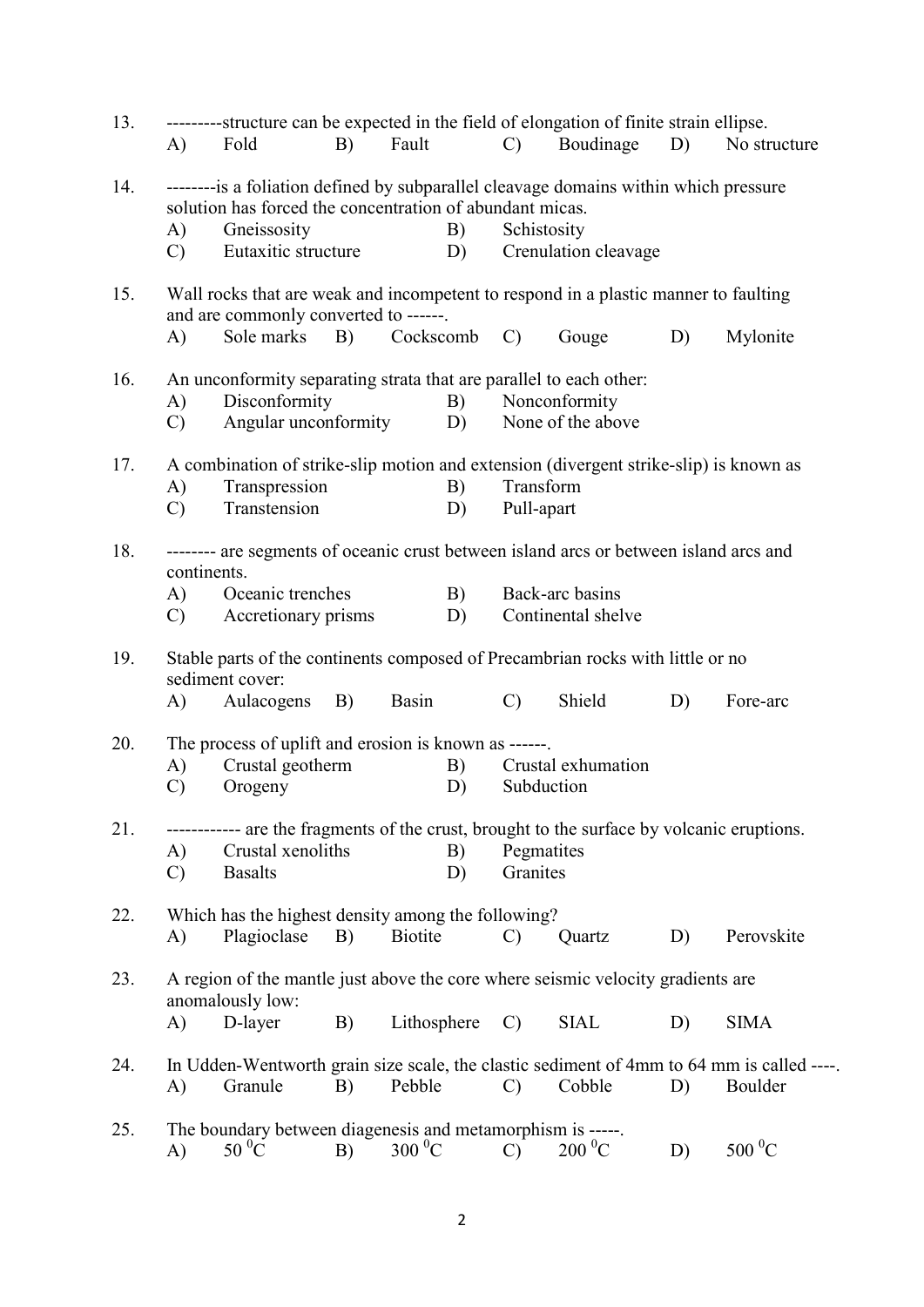13. ---------structure can be expected in the field of elongation of finite strain ellipse.

A) Fold B) Fault C) Boudinage D) No structure

14. --------is a foliation defined by subparallel cleavage domains within which pressure solution has forced the concentration of abundant micas.

A) Gneissosity B) Schistosity
C) Eutaxitic structure D) Crenulation cleavage

15. Wall rocks that are weak and incompetent to respond in a plastic manner to faulting and are commonly converted to ------.

A) Sole marks B) Cockscomb C) Gouge D) Mylonite

16. An unconformity separating strata that are parallel to each other:

A) Disconformity B) Nonconformity
C) Angular unconformity D) None of the above

17. A combination of strike-slip motion and extension (divergent strike-slip) is known as

A) Transpression B) Transform
C) Transtension D) Pull-apart

18. -------- are segments of oceanic crust between island arcs or between island arcs and continents.

A) Oceanic trenches B) Back-arc basins
C) Accretionary prisms D) Continental shelve

19. Stable parts of the continents composed of Precambrian rocks with little or no sediment cover:

A) Aulacogens B) Basin C) Shield D) Fore-arc

20. The process of uplift and erosion is known as ------.

A) Crustal geotherm B) Crustal exhumation
C) Orogeny D) Subduction

21. ------------ are the fragments of the crust, brought to the surface by volcanic eruptions.

A) Crustal xenoliths B) Pegmatites
C) Basalts D) Granites

22. Which has the highest density among the following?

A) Plagioclase B) Biotite C) Quartz D) Perovskite

23. A region of the mantle just above the core where seismic velocity gradients are anomalously low:

A) D-layer B) Lithosphere C) SIAL D) SIMA

24. In Udden-Wentworth grain size scale, the clastic sediment of 4mm to 64 mm is called ----.

A) Granule B) Pebble C) Cobble D) Boulder

25. The boundary between diagenesis and metamorphism is -----.

A) $50\,^0C$ B) $300\,^0C$ C) $200\,^0C$ D) $500\,^0C$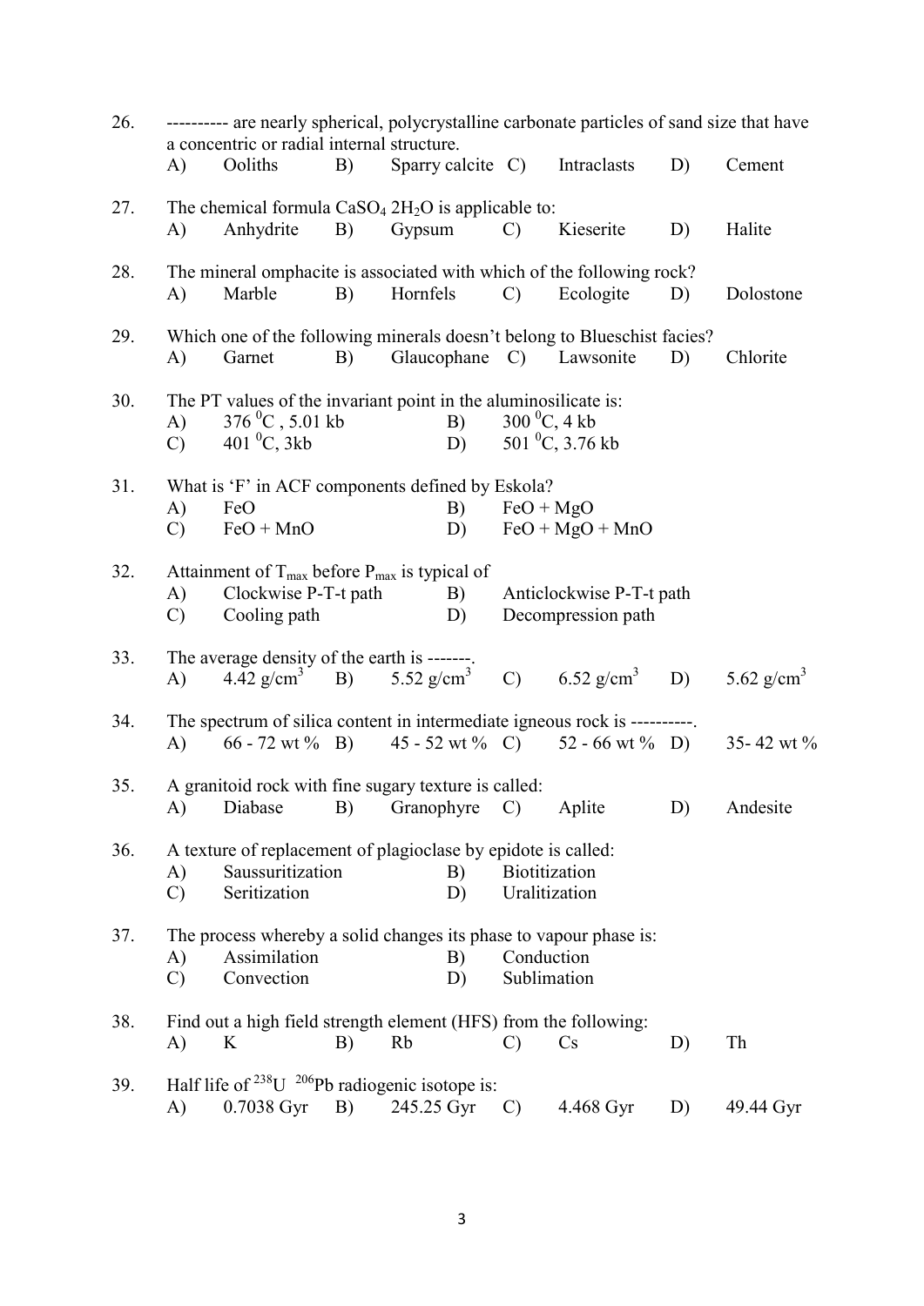26. ---------- are nearly spherical, polycrystalline carbonate particles of sand size that have a concentric or radial internal structure.
A) Ooliths B) Sparry calcite C) Intraclasts D) Cement

27. The chemical formula $CaSO_4\ 2H_2O$ is applicable to:
A) Anhydrite B) Gypsum C) Kieserite D) Halite

28. The mineral omphacite is associated with which of the following rock?
A) Marble B) Hornfels C) Ecologite D) Dolostone

29. Which one of the following minerals doesn't belong to Blueschist facies?
A) Garnet B) Glaucophane C) Lawsonite D) Chlorite

30. The PT values of the invariant point in the aluminosilicate is:
A) 376 $^0$C , 5.01 kb B) 300 $^0$C, 4 kb
C) 401 $^0$C, 3kb D) 501 $^0$C, 3.76 kb

31. What is 'F' in ACF components defined by Eskola?
A) FeO B) FeO + MgO
C) FeO + MnO D) FeO + MgO + MnO

32. Attainment of $T_{max}$ before $P_{max}$ is typical of
A) Clockwise P-T-t path B) Anticlockwise P-T-t path
C) Cooling path D) Decompression path

33. The average density of the earth is -------.
A) 4.42 g/cm$^3$ B) 5.52 g/cm$^3$ C) 6.52 g/cm$^3$ D) 5.62 g/cm$^3$

34. The spectrum of silica content in intermediate igneous rock is ----------.
A) 66 - 72 wt % B) 45 - 52 wt % C) 52 - 66 wt % D) 35- 42 wt %

35. A granitoid rock with fine sugary texture is called:
A) Diabase B) Granophyre C) Aplite D) Andesite

36. A texture of replacement of plagioclase by epidote is called:
A) Saussuritization B) Biotitization
C) Seritization D) Uralitization

37. The process whereby a solid changes its phase to vapour phase is:
A) Assimilation B) Conduction
C) Convection D) Sublimation

38. Find out a high field strength element (HFS) from the following:
A) K B) Rb C) Cs D) Th

39. Half life of $^{238}U$ $^{206}Pb$ radiogenic isotope is:
A) 0.7038 Gyr B) 245.25 Gyr C) 4.468 Gyr D) 49.44 Gyr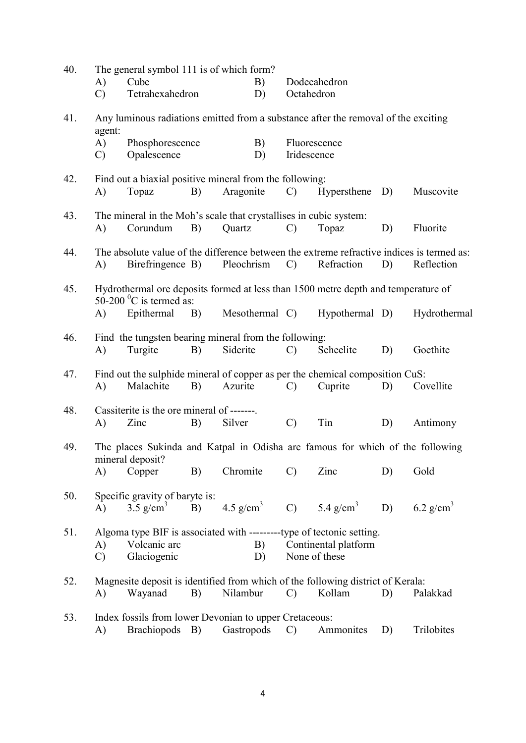40. The general symbol 111 is of which form?
    A) Cube B) Dodecahedron
    C) Tetrahexahedron D) Octahedron

41. Any luminous radiations emitted from a substance after the removal of the exciting agent:
    A) Phosphorescence B) Fluorescence
    C) Opalescence D) Iridescence

42. Find out a biaxial positive mineral from the following:
    A) Topaz B) Aragonite C) Hypersthene D) Muscovite

43. The mineral in the Moh's scale that crystallises in cubic system:
    A) Corundum B) Quartz C) Topaz D) Fluorite

44. The absolute value of the difference between the extreme refractive indices is termed as:
    A) Birefringence B) Pleochrism C) Refraction D) Reflection

45. Hydrothermal ore deposits formed at less than 1500 metre depth and temperature of 50-200 $^0$C is termed as:
    A) Epithermal B) Mesothermal C) Hypothermal D) Hydrothermal

46. Find the tungsten bearing mineral from the following:
    A) Turgite B) Siderite C) Scheelite D) Goethite

47. Find out the sulphide mineral of copper as per the chemical composition CuS:
    A) Malachite B) Azurite C) Cuprite D) Covellite

48. Cassiterite is the ore mineral of -------.
    A) Zinc B) Silver C) Tin D) Antimony

49. The places Sukinda and Katpal in Odisha are famous for which of the following mineral deposit?
    A) Copper B) Chromite C) Zinc D) Gold

50. Specific gravity of baryte is:
    A) 3.5 g/cm$^3$ B) 4.5 g/cm$^3$ C) 5.4 g/cm$^3$ D) 6.2 g/cm$^3$

51. Algoma type BIF is associated with ---------type of tectonic setting.
    A) Volcanic arc B) Continental platform
    C) Glaciogenic D) None of these

52. Magnesite deposit is identified from which of the following district of Kerala:
    A) Wayanad B) Nilambur C) Kollam D) Palakkad

53. Index fossils from lower Devonian to upper Cretaceous:
    A) Brachiopods B) Gastropods C) Ammonites D) Trilobites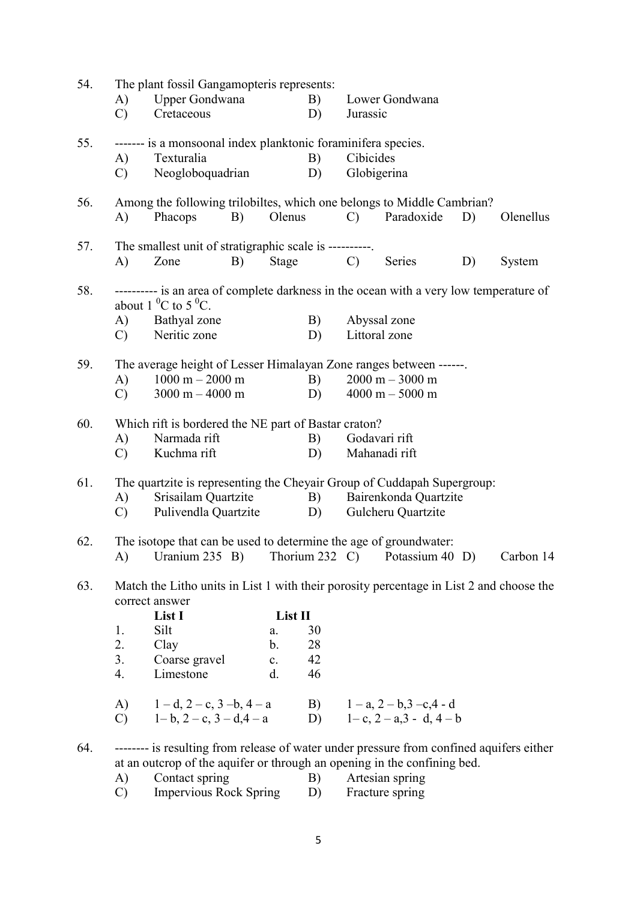54. The plant fossil Gangamopteris represents:

A) Upper Gondwana  B) Lower Gondwana
C) Cretaceous  D) Jurassic

55. ------- is a monsoonal index planktonic foraminifera species.

A) Texturalia  B) Cibicides
C) Neogloboquadrian  D) Globigerina

56. Among the following trilobiltes, which one belongs to Middle Cambrian?

A) Phacops  B) Olenus  C) Paradoxide  D) Olenellus

57. The smallest unit of stratigraphic scale is ----------.

A) Zone  B) Stage  C) Series  D) System

58. ---------- is an area of complete darkness in the ocean with a very low temperature of about 1 $^0$C to 5 $^0$C.

A) Bathyal zone  B) Abyssal zone
C) Neritic zone  D) Littoral zone

59. The average height of Lesser Himalayan Zone ranges between ------.

A) 1000 m – 2000 m  B) 2000 m – 3000 m
C) 3000 m – 4000 m  D) 4000 m – 5000 m

60. Which rift is bordered the NE part of Bastar craton?

A) Narmada rift  B) Godavari rift
C) Kuchma rift  D) Mahanadi rift

61. The quartzite is representing the Cheyair Group of Cuddapah Supergroup:

A) Srisailam Quartzite  B) Bairenkonda Quartzite
C) Pulivendla Quartzite  D) Gulcheru Quartzite

62. The isotope that can be used to determine the age of groundwater:

A) Uranium 235  B) Thorium 232  C) Potassium 40  D) Carbon 14

63. Match the Litho units in List 1 with their porosity percentage in List 2 and choose the correct answer

| | List I | | List II |
|---|---|---|---|
| 1. | Silt | a. | 30 |
| 2. | Clay | b. | 28 |
| 3. | Coarse gravel | c. | 42 |
| 4. | Limestone | d. | 46 |

A) 1 – d, 2 – c, 3 –b, 4 – a  B) 1 – a, 2 – b,3 –c,4 - d
C) 1– b, 2 – c, 3 – d,4 – a  D) 1– c, 2 – a,3 - d, 4 – b

64. -------- is resulting from release of water under pressure from confined aquifers either at an outcrop of the aquifer or through an opening in the confining bed.

A) Contact spring  B) Artesian spring
C) Impervious Rock Spring  D) Fracture spring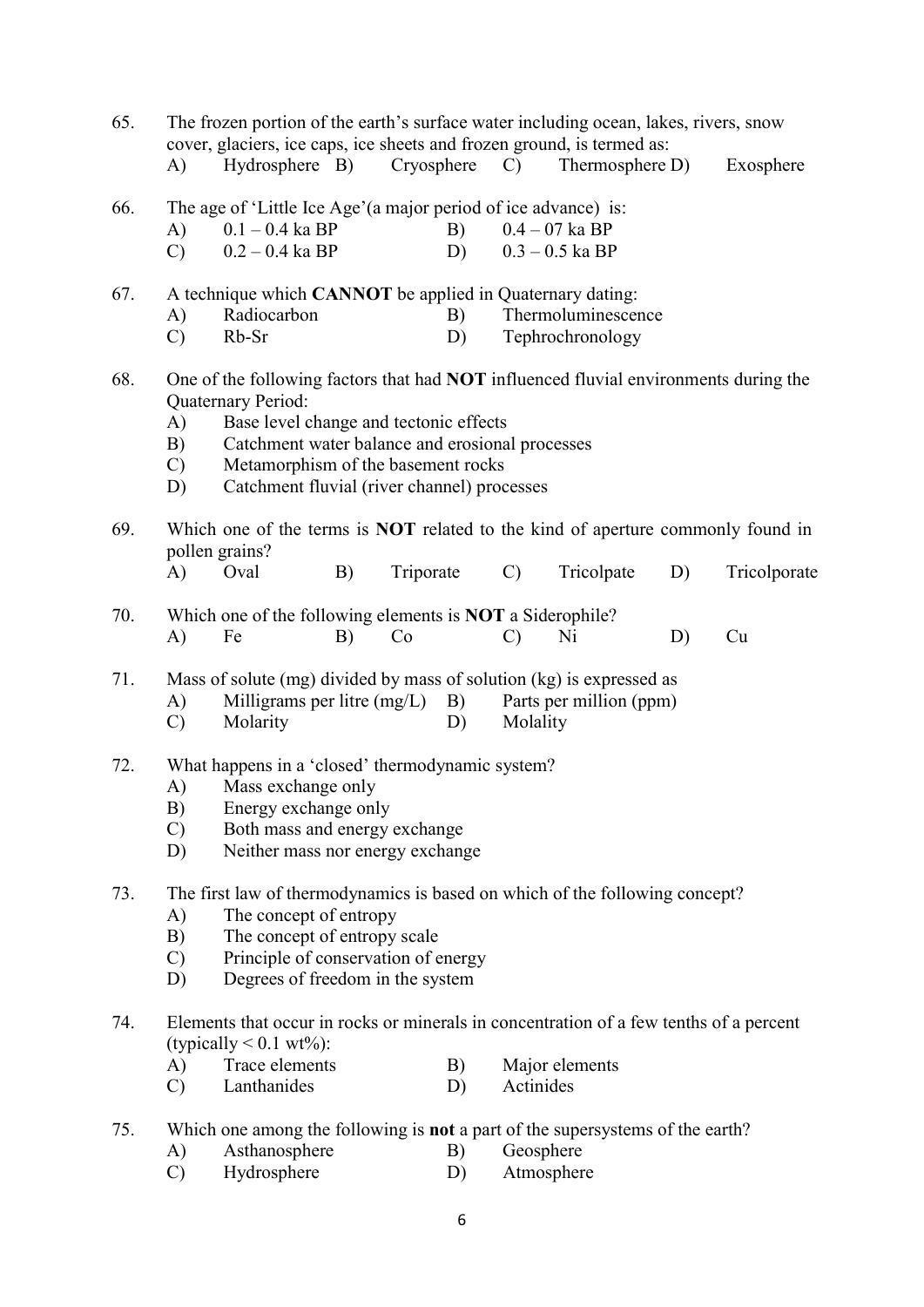65. The frozen portion of the earth's surface water including ocean, lakes, rivers, snow cover, glaciers, ice caps, ice sheets and frozen ground, is termed as:
    A) Hydrosphere B) Cryosphere C) Thermosphere D) Exosphere

66. The age of 'Little Ice Age'(a major period of ice advance) is:
    A) 0.1 – 0.4 ka BP B) 0.4 – 07 ka BP
    C) 0.2 – 0.4 ka BP D) 0.3 – 0.5 ka BP

67. A technique which **CANNOT** be applied in Quaternary dating:
    A) Radiocarbon B) Thermoluminescence
    C) Rb-Sr D) Tephrochronology

68. One of the following factors that had **NOT** influenced fluvial environments during the Quaternary Period:
    A) Base level change and tectonic effects
    B) Catchment water balance and erosional processes
    C) Metamorphism of the basement rocks
    D) Catchment fluvial (river channel) processes

69. Which one of the terms is **NOT** related to the kind of aperture commonly found in pollen grains?
    A) Oval B) Triporate C) Tricolpate D) Tricolporate

70. Which one of the following elements is **NOT** a Siderophile?
    A) Fe B) Co C) Ni D) Cu

71. Mass of solute (mg) divided by mass of solution (kg) is expressed as
    A) Milligrams per litre (mg/L) B) Parts per million (ppm)
    C) Molarity D) Molality

72. What happens in a 'closed' thermodynamic system?
    A) Mass exchange only
    B) Energy exchange only
    C) Both mass and energy exchange
    D) Neither mass nor energy exchange

73. The first law of thermodynamics is based on which of the following concept?
    A) The concept of entropy
    B) The concept of entropy scale
    C) Principle of conservation of energy
    D) Degrees of freedom in the system

74. Elements that occur in rocks or minerals in concentration of a few tenths of a percent (typically $< 0.1$ wt%):
    A) Trace elements B) Major elements
    C) Lanthanides D) Actinides

75. Which one among the following is **not** a part of the supersystems of the earth?
    A) Asthanosphere B) Geosphere
    C) Hydrosphere D) Atmosphere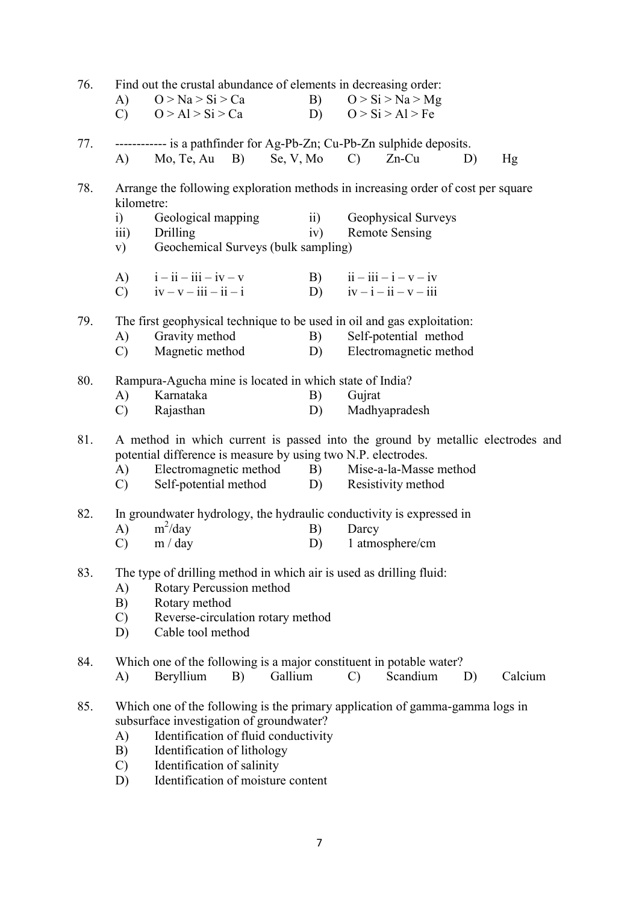76. Find out the crustal abundance of elements in decreasing order:

A) O > Na > Si > Ca  B) O > Si > Na > Mg
C) O > Al > Si > Ca  D) O > Si > Al > Fe

77. ------------ is a pathfinder for Ag-Pb-Zn; Cu-Pb-Zn sulphide deposits.

A) Mo, Te, Au  B) Se, V, Mo  C) Zn-Cu  D) Hg

78. Arrange the following exploration methods in increasing order of cost per square kilometre:

i) Geological mapping  ii) Geophysical Surveys
iii) Drilling  iv) Remote Sensing
v) Geochemical Surveys (bulk sampling)

A) i – ii – iii – iv – v  B) ii – iii – i – v – iv
C) iv – v – iii – ii – i  D) iv – i – ii – v – iii

79. The first geophysical technique to be used in oil and gas exploitation:

A) Gravity method  B) Self-potential method
C) Magnetic method  D) Electromagnetic method

80. Rampura-Agucha mine is located in which state of India?

A) Karnataka  B) Gujrat
C) Rajasthan  D) Madhyapradesh

81. A method in which current is passed into the ground by metallic electrodes and potential difference is measure by using two N.P. electrodes.

A) Electromagnetic method  B) Mise-a-la-Masse method
C) Self-potential method  D) Resistivity method

82. In groundwater hydrology, the hydraulic conductivity is expressed in

A) $m^2$/day  B) Darcy
C) m / day  D) 1 atmosphere/cm

83. The type of drilling method in which air is used as drilling fluid:

A) Rotary Percussion method
B) Rotary method
C) Reverse-circulation rotary method
D) Cable tool method

84. Which one of the following is a major constituent in potable water?

A) Beryllium  B) Gallium  C) Scandium  D) Calcium

85. Which one of the following is the primary application of gamma-gamma logs in subsurface investigation of groundwater?

A) Identification of fluid conductivity
B) Identification of lithology
C) Identification of salinity
D) Identification of moisture content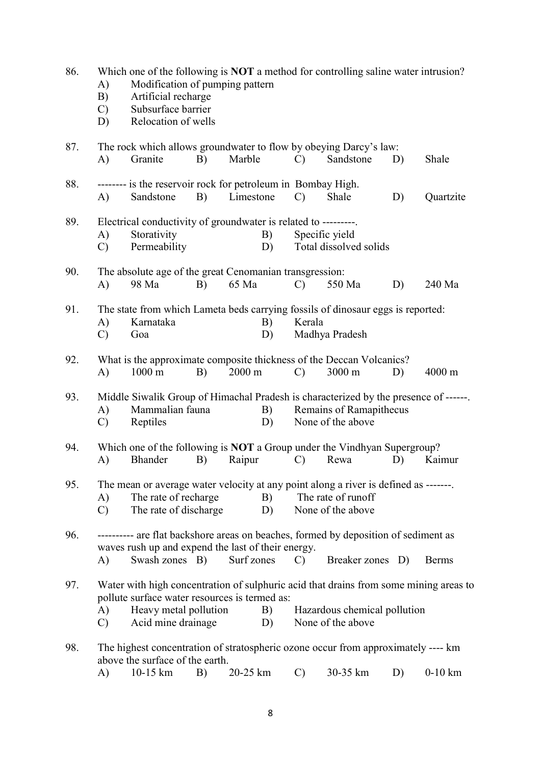86. Which one of the following is **NOT** a method for controlling saline water intrusion?
    A) Modification of pumping pattern
    B) Artificial recharge
    C) Subsurface barrier
    D) Relocation of wells

87. The rock which allows groundwater to flow by obeying Darcy's law:
    A) Granite B) Marble C) Sandstone D) Shale

88. -------- is the reservoir rock for petroleum in Bombay High.
    A) Sandstone B) Limestone C) Shale D) Quartzite

89. Electrical conductivity of groundwater is related to ---------.
    A) Storativity B) Specific yield
    C) Permeability D) Total dissolved solids

90. The absolute age of the great Cenomanian transgression:
    A) 98 Ma B) 65 Ma C) 550 Ma D) 240 Ma

91. The state from which Lameta beds carrying fossils of dinosaur eggs is reported:
    A) Karnataka B) Kerala
    C) Goa D) Madhya Pradesh

92. What is the approximate composite thickness of the Deccan Volcanics?
    A) 1000 m B) 2000 m C) 3000 m D) 4000 m

93. Middle Siwalik Group of Himachal Pradesh is characterized by the presence of ------.
    A) Mammalian fauna B) Remains of Ramapithecus
    C) Reptiles D) None of the above

94. Which one of the following is **NOT** a Group under the Vindhyan Supergroup?
    A) Bhander B) Raipur C) Rewa D) Kaimur

95. The mean or average water velocity at any point along a river is defined as -------.
    A) The rate of recharge B) The rate of runoff
    C) The rate of discharge D) None of the above

96. ---------- are flat backshore areas on beaches, formed by deposition of sediment as waves rush up and expend the last of their energy.
    A) Swash zones B) Surf zones C) Breaker zones D) Berms

97. Water with high concentration of sulphuric acid that drains from some mining areas to pollute surface water resources is termed as:
    A) Heavy metal pollution B) Hazardous chemical pollution
    C) Acid mine drainage D) None of the above

98. The highest concentration of stratospheric ozone occur from approximately ---- km above the surface of the earth.
    A) 10-15 km B) 20-25 km C) 30-35 km D) 0-10 km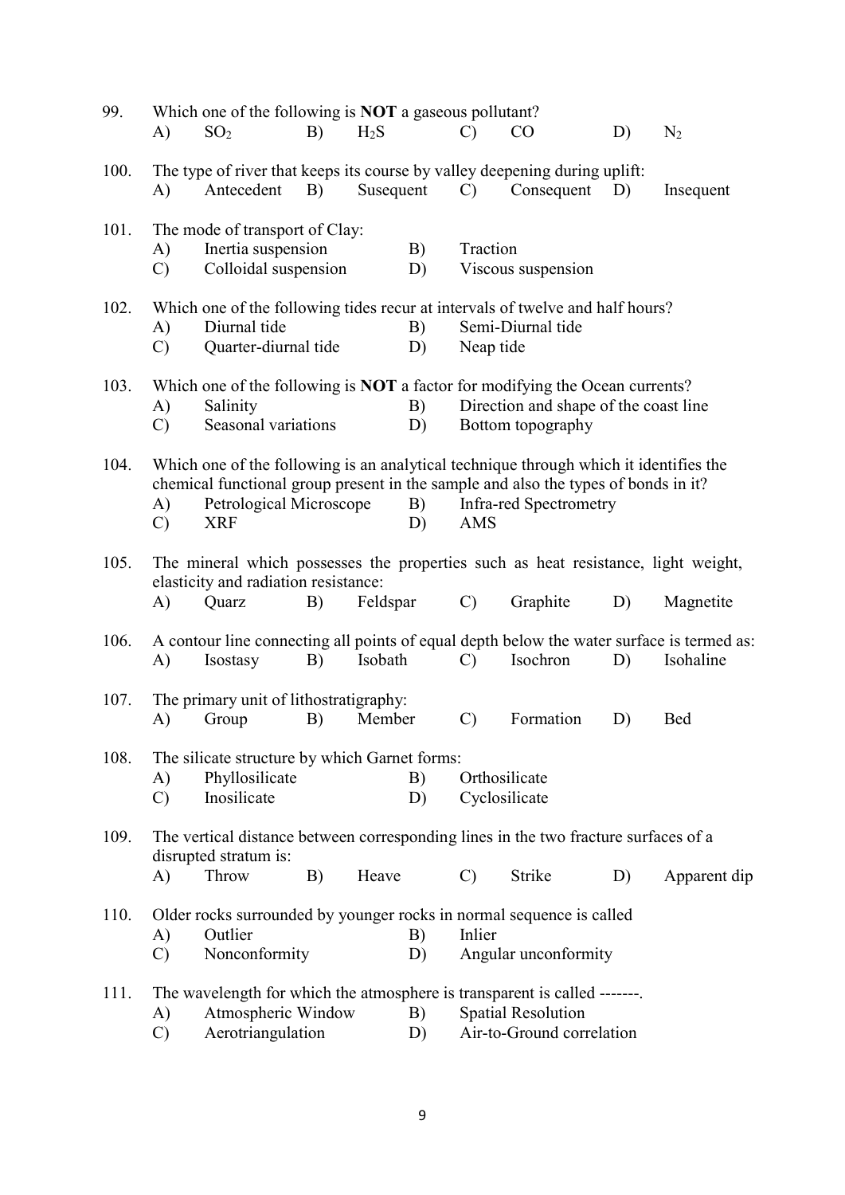99. Which one of the following is **NOT** a gaseous pollutant?

A) $SO_2$ B) $H_2S$ C) CO D) $N_2$

100. The type of river that keeps its course by valley deepening during uplift:

A) Antecedent B) Susequent C) Consequent D) Insequent

101. The mode of transport of Clay:

A) Inertia suspension B) Traction
C) Colloidal suspension D) Viscous suspension

102. Which one of the following tides recur at intervals of twelve and half hours?

A) Diurnal tide B) Semi-Diurnal tide
C) Quarter-diurnal tide D) Neap tide

103. Which one of the following is **NOT** a factor for modifying the Ocean currents?

A) Salinity B) Direction and shape of the coast line
C) Seasonal variations D) Bottom topography

104. Which one of the following is an analytical technique through which it identifies the chemical functional group present in the sample and also the types of bonds in it?

A) Petrological Microscope B) Infra-red Spectrometry
C) XRF D) AMS

105. The mineral which possesses the properties such as heat resistance, light weight, elasticity and radiation resistance:

A) Quarz B) Feldspar C) Graphite D) Magnetite

106. A contour line connecting all points of equal depth below the water surface is termed as:

A) Isostasy B) Isobath C) Isochron D) Isohaline

107. The primary unit of lithostratigraphy:

A) Group B) Member C) Formation D) Bed

108. The silicate structure by which Garnet forms:

A) Phyllosilicate B) Orthosilicate
C) Inosilicate D) Cyclosilicate

109. The vertical distance between corresponding lines in the two fracture surfaces of a disrupted stratum is:

A) Throw B) Heave C) Strike D) Apparent dip

110. Older rocks surrounded by younger rocks in normal sequence is called

A) Outlier B) Inlier
C) Nonconformity D) Angular unconformity

111. The wavelength for which the atmosphere is transparent is called -------.

A) Atmospheric Window B) Spatial Resolution
C) Aerotriangulation D) Air-to-Ground correlation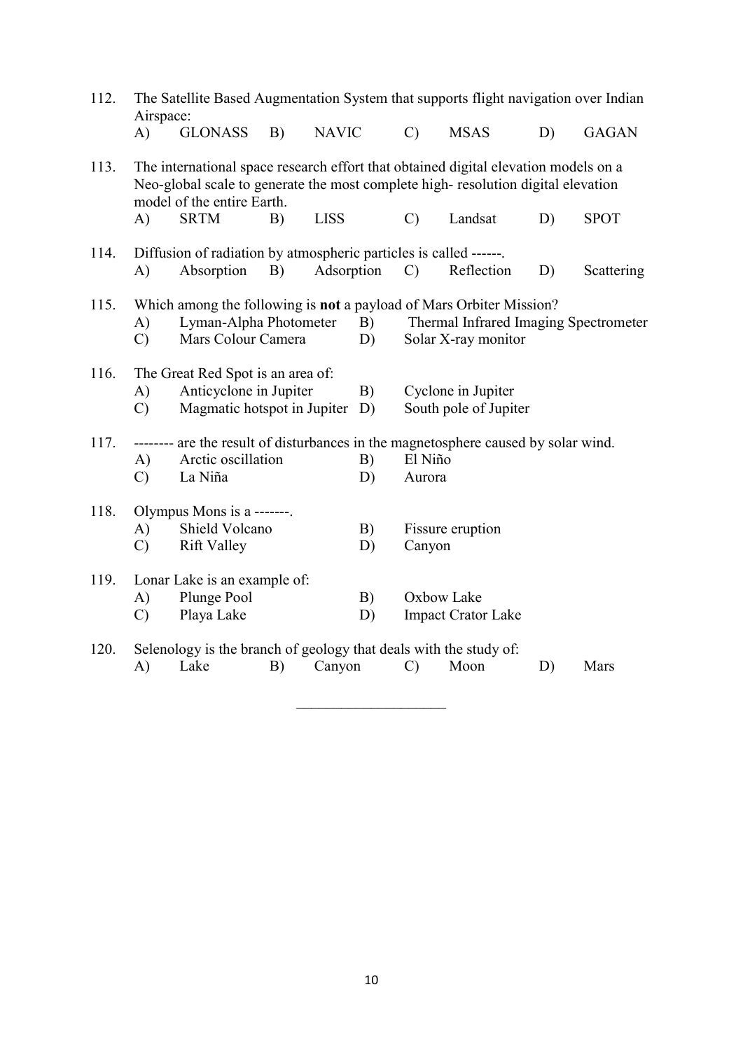112. The Satellite Based Augmentation System that supports flight navigation over Indian Airspace:

A) GLONASS B) NAVIC C) MSAS D) GAGAN

113. The international space research effort that obtained digital elevation models on a Neo-global scale to generate the most complete high- resolution digital elevation model of the entire Earth.

A) SRTM B) LISS C) Landsat D) SPOT

114. Diffusion of radiation by atmospheric particles is called ------.

A) Absorption B) Adsorption C) Reflection D) Scattering

115. Which among the following is **not** a payload of Mars Orbiter Mission?

A) Lyman-Alpha Photometer B) Thermal Infrared Imaging Spectrometer
C) Mars Colour Camera D) Solar X-ray monitor

116. The Great Red Spot is an area of:

A) Anticyclone in Jupiter B) Cyclone in Jupiter
C) Magmatic hotspot in Jupiter D) South pole of Jupiter

117. -------- are the result of disturbances in the magnetosphere caused by solar wind.

A) Arctic oscillation B) El Niño
C) La Niña D) Aurora

118. Olympus Mons is a -------.

A) Shield Volcano B) Fissure eruption
C) Rift Valley D) Canyon

119. Lonar Lake is an example of:

A) Plunge Pool B) Oxbow Lake
C) Playa Lake D) Impact Crator Lake

120. Selenology is the branch of geology that deals with the study of:

A) Lake B) Canyon C) Moon D) Mars